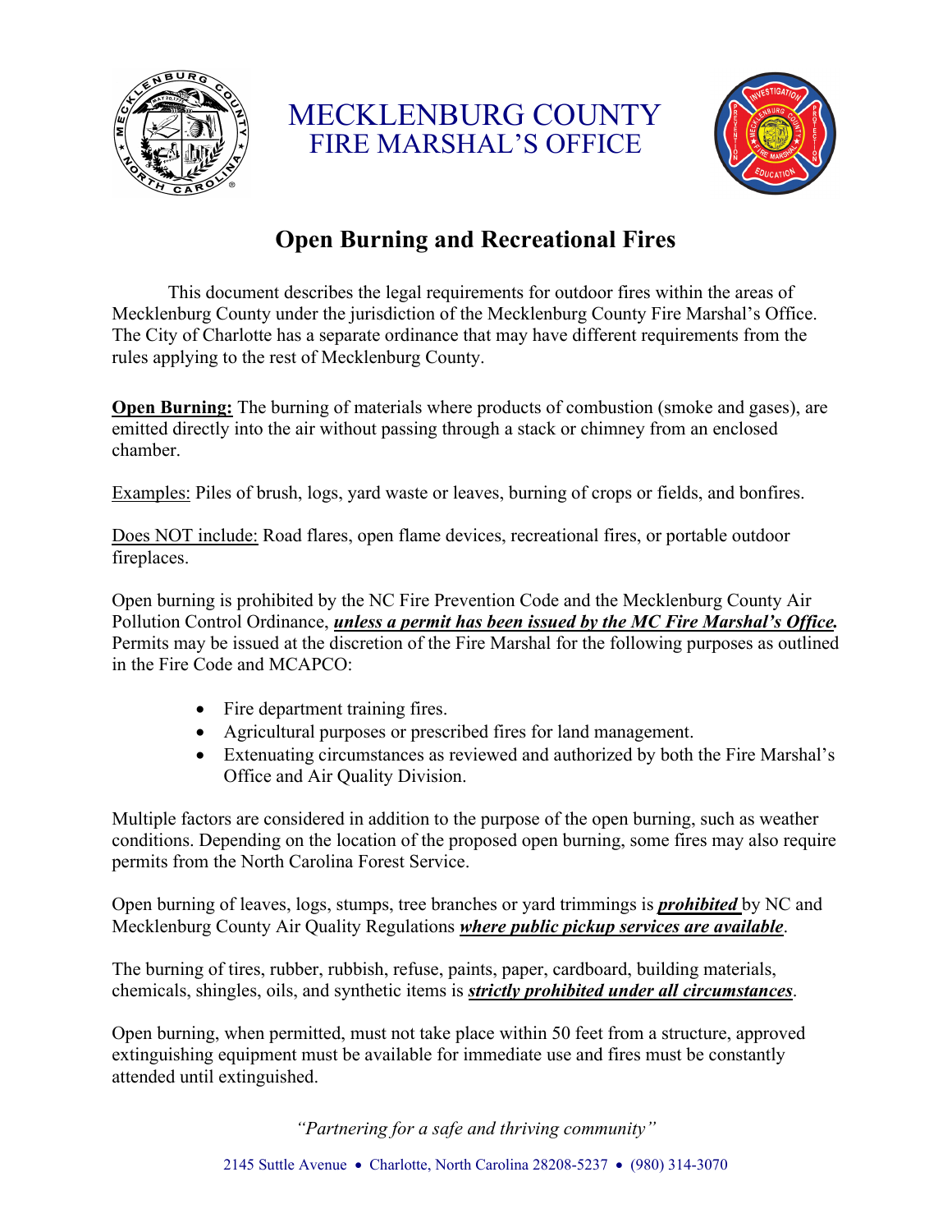# MECKLENBURG COUNTY
## FIRE MARSHAL'S OFFICE

## Open Burning and Recreational Fires

This document describes the legal requirements for outdoor fires within the areas of Mecklenburg County under the jurisdiction of the Mecklenburg County Fire Marshal's Office. The City of Charlotte has a separate ordinance that may have different requirements from the rules applying to the rest of Mecklenburg County.

**Open Burning:** The burning of materials where products of combustion (smoke and gases), are emitted directly into the air without passing through a stack or chimney from an enclosed chamber.

Examples: Piles of brush, logs, yard waste or leaves, burning of crops or fields, and bonfires.

Does NOT include: Road flares, open flame devices, recreational fires, or portable outdoor fireplaces.

Open burning is prohibited by the NC Fire Prevention Code and the Mecklenburg County Air Pollution Control Ordinance, ***unless a permit has been issued by the MC Fire Marshal's Office.*** Permits may be issued at the discretion of the Fire Marshal for the following purposes as outlined in the Fire Code and MCAPCO:

- Fire department training fires.
- Agricultural purposes or prescribed fires for land management.
- Extenuating circumstances as reviewed and authorized by both the Fire Marshal's Office and Air Quality Division.

Multiple factors are considered in addition to the purpose of the open burning, such as weather conditions. Depending on the location of the proposed open burning, some fires may also require permits from the North Carolina Forest Service.

Open burning of leaves, logs, stumps, tree branches or yard trimmings is ***prohibited*** by NC and Mecklenburg County Air Quality Regulations ***where public pickup services are available***.

The burning of tires, rubber, rubbish, refuse, paints, paper, cardboard, building materials, chemicals, shingles, oils, and synthetic items is ***strictly prohibited under all circumstances***.

Open burning, when permitted, must not take place within 50 feet from a structure, approved extinguishing equipment must be available for immediate use and fires must be constantly attended until extinguished.

*"Partnering for a safe and thriving community"*

2145 Suttle Avenue • Charlotte, North Carolina 28208-5237 • (980) 314-3070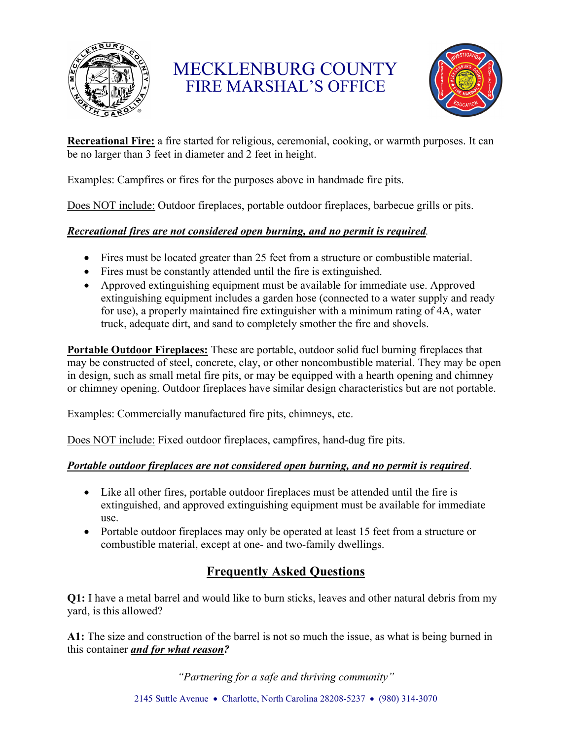# MECKLENBURG COUNTY
## FIRE MARSHAL'S OFFICE

**<u>Recreational Fire:</u>** a fire started for religious, ceremonial, cooking, or warmth purposes. It can be no larger than 3 feet in diameter and 2 feet in height.

<u>Examples:</u> Campfires or fires for the purposes above in handmade fire pits.

<u>Does NOT include:</u> Outdoor fireplaces, portable outdoor fireplaces, barbecue grills or pits.

***<u>Recreational fires are not considered open burning, and no permit is required</u>***.

- Fires must be located greater than 25 feet from a structure or combustible material.
- Fires must be constantly attended until the fire is extinguished.
- Approved extinguishing equipment must be available for immediate use. Approved extinguishing equipment includes a garden hose (connected to a water supply and ready for use), a properly maintained fire extinguisher with a minimum rating of 4A, water truck, adequate dirt, and sand to completely smother the fire and shovels.

**<u>Portable Outdoor Fireplaces:</u>** These are portable, outdoor solid fuel burning fireplaces that may be constructed of steel, concrete, clay, or other noncombustible material. They may be open in design, such as small metal fire pits, or may be equipped with a hearth opening and chimney or chimney opening. Outdoor fireplaces have similar design characteristics but are not portable.

<u>Examples:</u> Commercially manufactured fire pits, chimneys, etc.

<u>Does NOT include:</u> Fixed outdoor fireplaces, campfires, hand-dug fire pits.

***<u>Portable outdoor fireplaces are not considered open burning, and no permit is required</u>***.

- Like all other fires, portable outdoor fireplaces must be attended until the fire is extinguished, and approved extinguishing equipment must be available for immediate use.
- Portable outdoor fireplaces may only be operated at least 15 feet from a structure or combustible material, except at one- and two-family dwellings.

## <u>Frequently Asked Questions</u>

**Q1:** I have a metal barrel and would like to burn sticks, leaves and other natural debris from my yard, is this allowed?

**A1:** The size and construction of the barrel is not so much the issue, as what is being burned in this container ***<u>and for what reason</u>?***

*"Partnering for a safe and thriving community"*

2145 Suttle Avenue • Charlotte, North Carolina 28208-5237 • (980) 314-3070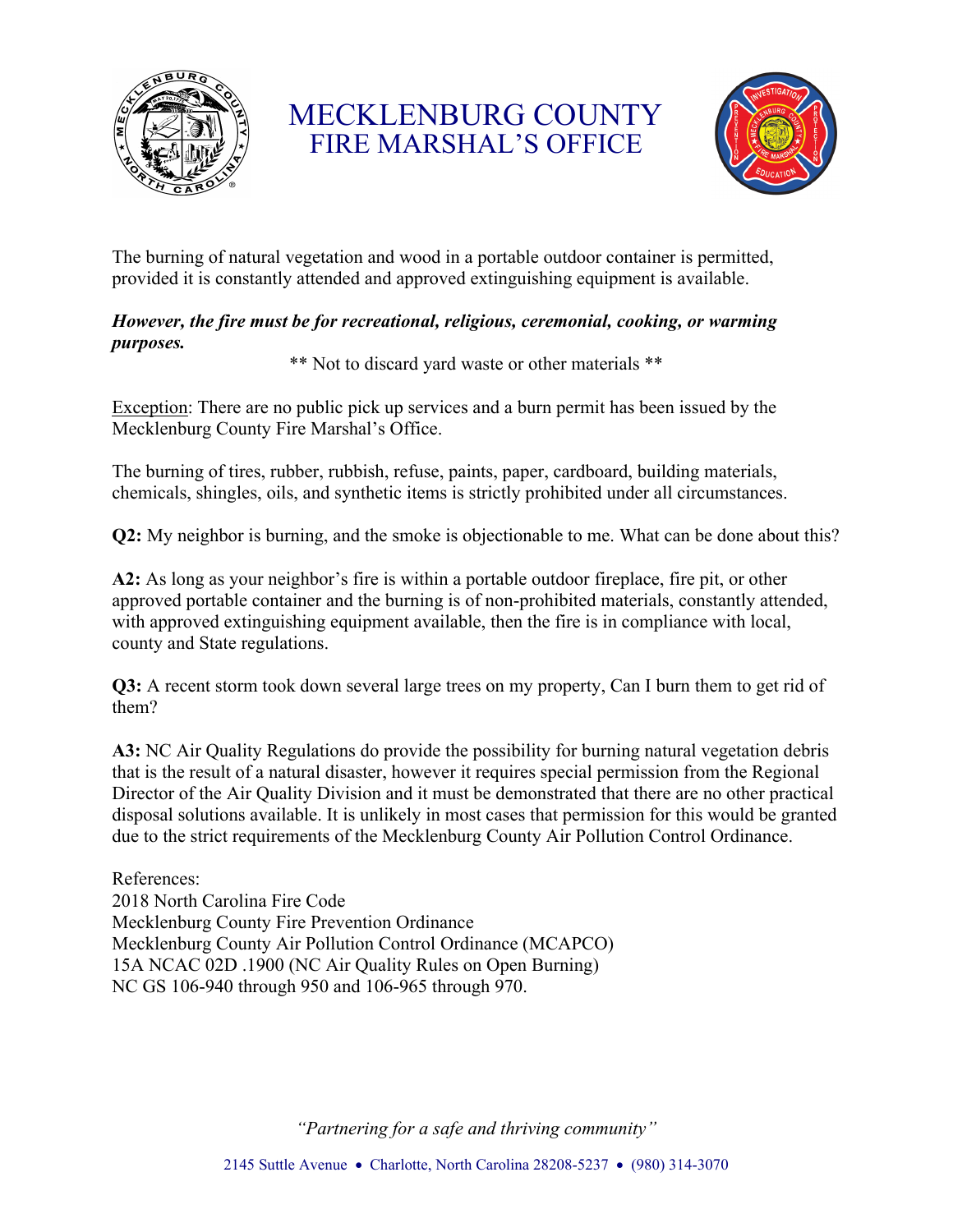# MECKLENBURG COUNTY
## FIRE MARSHAL'S OFFICE

The burning of natural vegetation and wood in a portable outdoor container is permitted, provided it is constantly attended and approved extinguishing equipment is available.

***However, the fire must be for recreational, religious, ceremonial, cooking, or warming purposes.***

** Not to discard yard waste or other materials **

Exception: There are no public pick up services and a burn permit has been issued by the Mecklenburg County Fire Marshal's Office.

The burning of tires, rubber, rubbish, refuse, paints, paper, cardboard, building materials, chemicals, shingles, oils, and synthetic items is strictly prohibited under all circumstances.

**Q2:** My neighbor is burning, and the smoke is objectionable to me. What can be done about this?

**A2:** As long as your neighbor's fire is within a portable outdoor fireplace, fire pit, or other approved portable container and the burning is of non-prohibited materials, constantly attended, with approved extinguishing equipment available, then the fire is in compliance with local, county and State regulations.

**Q3:** A recent storm took down several large trees on my property, Can I burn them to get rid of them?

**A3:** NC Air Quality Regulations do provide the possibility for burning natural vegetation debris that is the result of a natural disaster, however it requires special permission from the Regional Director of the Air Quality Division and it must be demonstrated that there are no other practical disposal solutions available. It is unlikely in most cases that permission for this would be granted due to the strict requirements of the Mecklenburg County Air Pollution Control Ordinance.

References:
2018 North Carolina Fire Code
Mecklenburg County Fire Prevention Ordinance
Mecklenburg County Air Pollution Control Ordinance (MCAPCO)
15A NCAC 02D .1900 (NC Air Quality Rules on Open Burning)
NC GS 106-940 through 950 and 106-965 through 970.

*"Partnering for a safe and thriving community"*

2145 Suttle Avenue • Charlotte, North Carolina 28208-5237 • (980) 314-3070